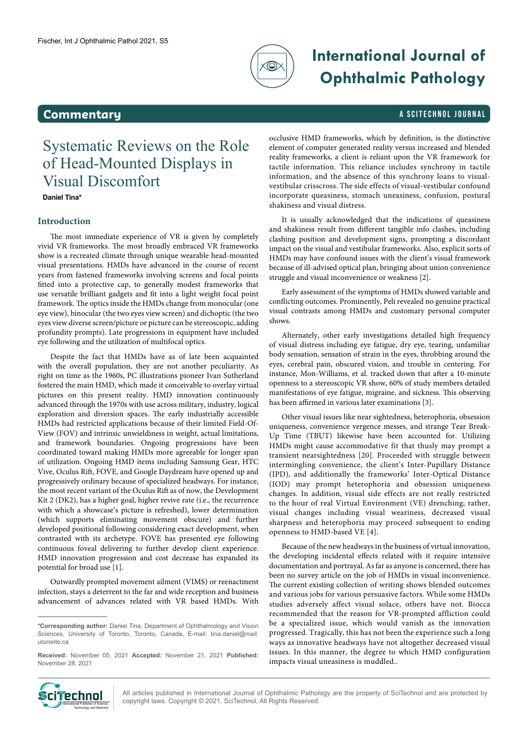# Systematic Reviews on the Role of Head-Mounted Displays in Visual Discomfort

**Daniel Tina***

## Introduction

The most immediate experience of VR is given by completely vivid VR frameworks. The most broadly embraced VR frameworks show is a recreated climate through unique wearable head-mounted visual presentations. HMDs have advanced in the course of recent years from fastened frameworks involving screens and focal points fitted into a protective cap, to generally modest frameworks that use versatile brilliant gadgets and fit into a light weight focal point framework. The optics inside the HMDs change from monocular (one eye view), binocular (the two eyes view screen) and dichoptic (the two eyes view diverse screen/picture or picture can be stereoscopic, adding profundity prompts). Late progressions in equipment have included eye following and the utilization of multifocal optics.

Despite the fact that HMDs have as of late been acquainted with the overall population, they are not another peculiarity. As right on time as the 1960s, PC illustrations pioneer Ivan Sutherland fostered the main HMD, which made it conceivable to overlay virtual pictures on this present reality. HMD innovation continuously advanced through the 1970s with use across military, industry, logical exploration and diversion spaces. The early industrially accessible HMDs had restricted applications because of their limited Field-Of-View (FOV) and intrinsic unwieldiness in weight, actual limitations, and framework boundaries. Ongoing progressions have been coordinated toward making HMDs more agreeable for longer span of utilization. Ongoing HMD items including Samsung Gear, HTC Vive, Oculus Rift, FOVE, and Google Daydream have opened up and progressively ordinary because of specialized headways. For instance, the most recent variant of the Oculus Rift as of now, the Development Kit 2 (DK2), has a higher goal, higher revive rate (i.e., the recurrence with which a showcase's picture is refreshed), lower determination (which supports eliminating movement obscure) and further developed positional following considering exact development, when contrasted with its archetype. FOVE has presented eye following continuous foveal delivering to further develop client experience. HMD innovation progression and cost decrease has expanded its potential for broad use [1].

Outwardly prompted movement ailment (VIMS) or reenactment infection, stays a deterrent to the far and wide reception and business advancement of advances related with VR based HMDs. With occlusive HMD frameworks, which by definition, is the distinctive element of computer generated reality versus increased and blended reality frameworks, a client is reliant upon the VR framework for tactile information. This reliance includes synchrony in tactile information, and the absence of this synchrony loans to visual-vestibular crisscross. The side effects of visual-vestibular confound incorporate queasiness, stomach uneasiness, confusion, postural shakiness and visual distress.

It is usually acknowledged that the indications of queasiness and shakiness result from different tangible info clashes, including clashing position and development signs, prompting a discordant impact on the visual and vestibular frameworks. Also, explicit sorts of HMDs may have confound issues with the client's visual framework because of ill-advised optical plan, bringing about union convenience struggle and visual inconvenience or weakness [2].

Early assessment of the symptoms of HMDs showed variable and conflicting outcomes. Prominently, Peli revealed no genuine practical visual contrasts among HMDs and customary personal computer shows.

Alternately, other early investigations detailed high frequency of visual distress including eye fatigue, dry eye, tearing, unfamiliar body sensation, sensation of strain in the eyes, throbbing around the eyes, cerebral pain, obscured vision, and trouble in centering. For instance, Mon-Williams, et al. tracked down that after a 10-minute openness to a stereoscopic VR show, 60% of study members detailed manifestations of eye fatigue, migraine, and sickness. This observing has been affirmed in various later examinations [3].

Other visual issues like near sightedness, heterophoria, obsession uniqueness, convenience vergence messes, and strange Tear Break-Up Time (TBUT) likewise have been accounted for. Utilizing HMDs might cause accommodative fit that thusly may prompt a transient nearsightedness [20]. Proceeded with struggle between intermingling convenience, the client's Inter-Pupillary Distance (IPD), and additionally the frameworks' Inter-Optical Distance (IOD) may prompt heterophoria and obsession uniqueness changes. In addition, visual side effects are not really restricted to the hour of real Virtual Environment (VE) drenching; rather, visual changes including visual weariness, decreased visual sharpness and heterophoria may proceed subsequent to ending openness to HMD-based VE [4].

Because of the new headways in the business of virtual innovation, the developing incidental effects related with it require intensive documentation and portrayal. As far as anyone is concerned, there has been no survey article on the job of HMDs in visual inconvenience. The current existing collection of writing shows blended outcomes and various jobs for various persuasive factors. While some HMDs studies adversely affect visual solace, others have not. Biocca recommended that the reason for VR-prompted affliction could be a specialized issue, which would vanish as the innovation progressed. Tragically, this has not been the experience such a long ways as innovative headways have not altogether decreased visual issues. In this manner, the degree to which HMD configuration impacts visual uneasiness is muddled..

**\*Corresponding author:** Daniel Tina, Department of Ophthalmology and Vision Sciences, University of Toronto, Toronto, Canada, E-mail: tina.daniel@mail.utoronto.ca

**Received:** November 05, 2021 **Accepted:** November 21, 2021 **Published:** November 28, 2021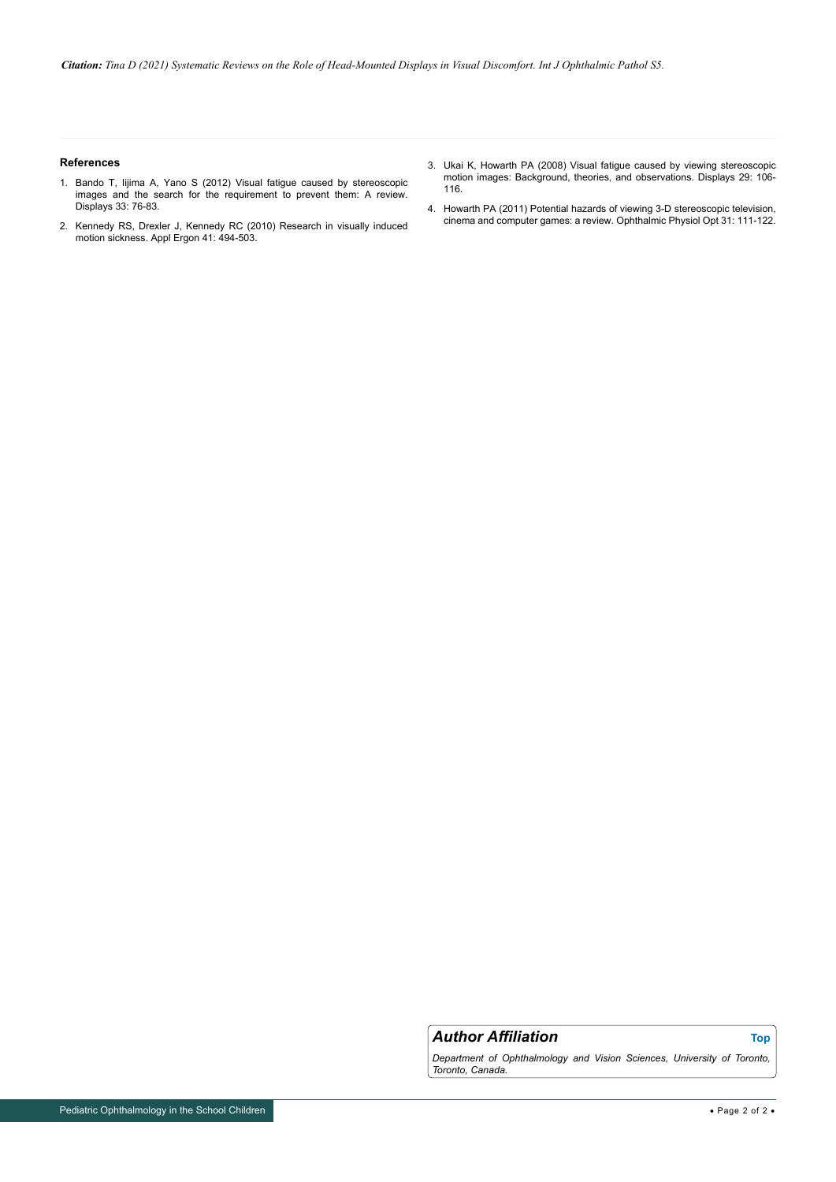### References

1. Bando T, Iijima A, Yano S (2012) Visual fatigue caused by stereoscopic images and the search for the requirement to prevent them: A review. Displays 33: 76-83.
2. Kennedy RS, Drexler J, Kennedy RC (2010) Research in visually induced motion sickness. Appl Ergon 41: 494-503.
3. Ukai K, Howarth PA (2008) Visual fatigue caused by viewing stereoscopic motion images: Background, theories, and observations. Displays 29: 106-116.
4. Howarth PA (2011) Potential hazards of viewing 3-D stereoscopic television, cinema and computer games: a review. Ophthalmic Physiol Opt 31: 111-122.

### *Author Affiliation*

*Department of Ophthalmology and Vision Sciences, University of Toronto, Toronto, Canada.*